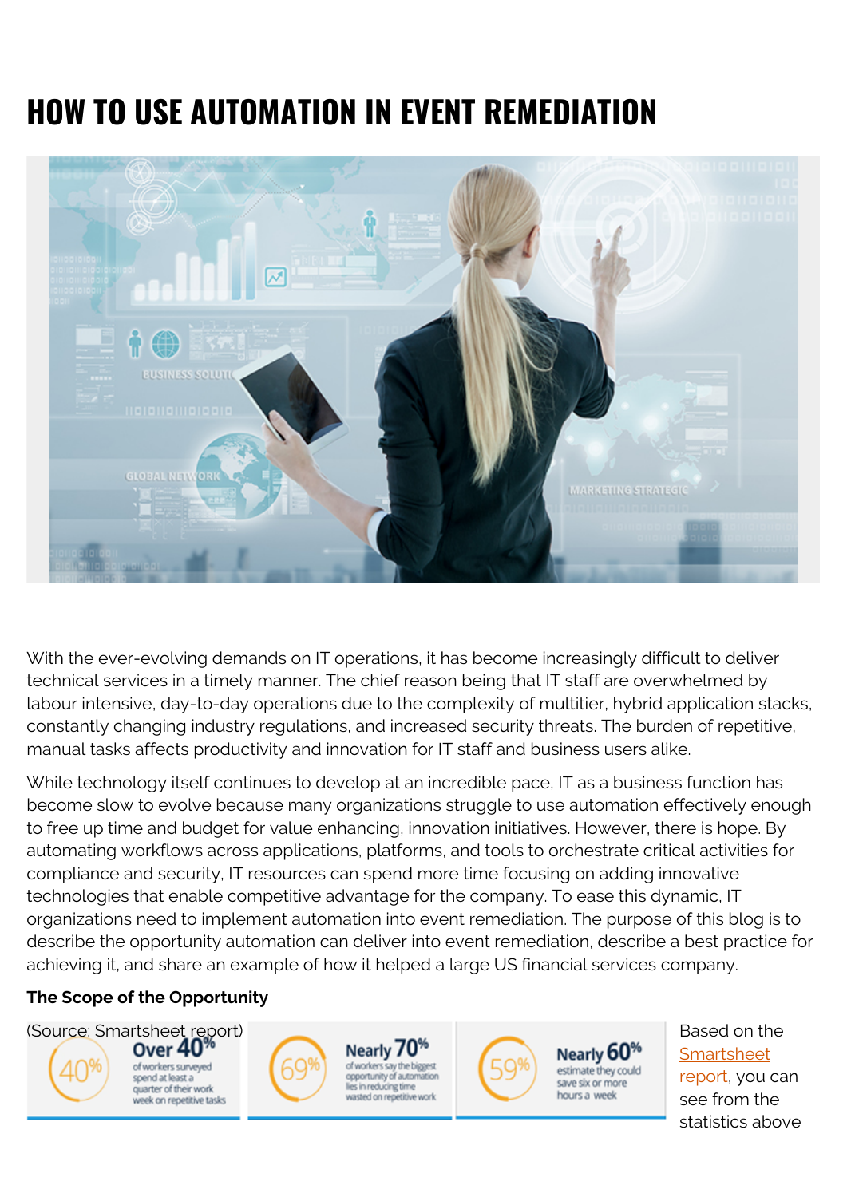# HOW TO USE AUTOMATION IN EVENT REMEDIATION

With the ever-evolving demands on IT operations, it has become increasingly difficult to deliver technical services in a timely manner. The chief reason being that IT staff are overwhelmed by labour intensive, day-to-day operations due to the complexity of multitier, hybrid application stacks, constantly changing industry regulations, and increased security threats. The burden of repetitive, manual tasks affects productivity and innovation for IT staff and business users alike.

While technology itself continues to develop at an incredible pace, IT as a business function has become slow to evolve because many organizations struggle to use automation effectively enough to free up time and budget for value enhancing, innovation initiatives. However, there is hope. By automating workflows across applications, platforms, and tools to orchestrate critical activities for compliance and security, IT resources can spend more time focusing on adding innovative technologies that enable competitive advantage for the company. To ease this dynamic, IT organizations need to implement automation into event remediation. The purpose of this blog is to describe the opportunity automation can deliver into event remediation, describe a best practice for achieving it, and share an example of how it helped a large US financial services company.

**The Scope of the Opportunity**

(Source: Smartsheet report)

- **Over 40%** of workers surveyed spend at least a quarter of their work week on repetitive tasks
- **Nearly 70%** of workers say the biggest opportunity of automation lies in reducing time wasted on repetitive work
- **Nearly 60%** estimate they could save six or more hours a week

Based on the Smartsheet report, you can see from the statistics above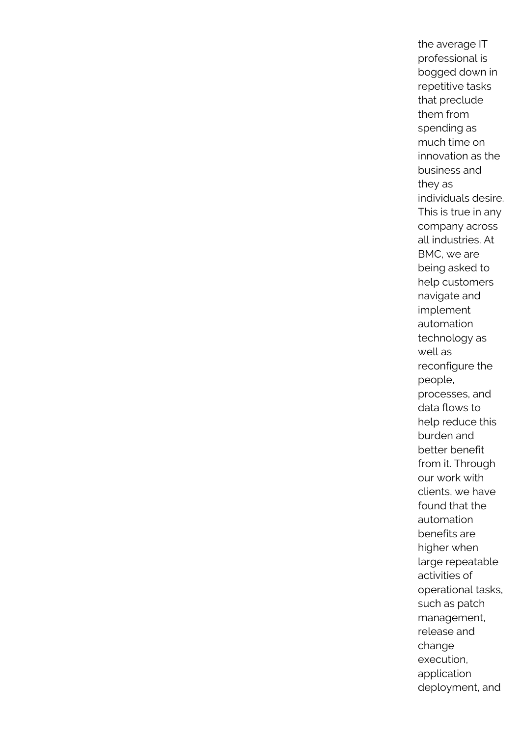the average IT professional is bogged down in repetitive tasks that preclude them from spending as much time on innovation as the business and they as individuals desire. This is true in any company across all industries. At BMC, we are being asked to help customers navigate and implement automation technology as well as reconfigure the people, processes, and data flows to help reduce this burden and better benefit from it. Through our work with clients, we have found that the automation benefits are higher when large repeatable activities of operational tasks, such as patch management, release and change execution, application deployment, and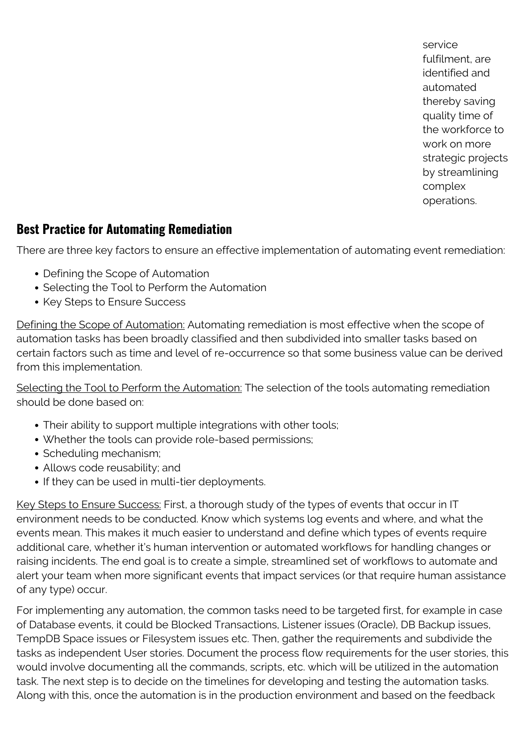service fulfilment, are identified and automated thereby saving quality time of the workforce to work on more strategic projects by streamlining complex operations.

## Best Practice for Automating Remediation

There are three key factors to ensure an effective implementation of automating event remediation:

- Defining the Scope of Automation
- Selecting the Tool to Perform the Automation
- Key Steps to Ensure Success

Defining the Scope of Automation: Automating remediation is most effective when the scope of automation tasks has been broadly classified and then subdivided into smaller tasks based on certain factors such as time and level of re-occurrence so that some business value can be derived from this implementation.

Selecting the Tool to Perform the Automation: The selection of the tools automating remediation should be done based on:

- Their ability to support multiple integrations with other tools;
- Whether the tools can provide role-based permissions;
- Scheduling mechanism;
- Allows code reusability; and
- If they can be used in multi-tier deployments.

Key Steps to Ensure Success: First, a thorough study of the types of events that occur in IT environment needs to be conducted. Know which systems log events and where, and what the events mean. This makes it much easier to understand and define which types of events require additional care, whether it's human intervention or automated workflows for handling changes or raising incidents. The end goal is to create a simple, streamlined set of workflows to automate and alert your team when more significant events that impact services (or that require human assistance of any type) occur.

For implementing any automation, the common tasks need to be targeted first, for example in case of Database events, it could be Blocked Transactions, Listener issues (Oracle), DB Backup issues, TempDB Space issues or Filesystem issues etc. Then, gather the requirements and subdivide the tasks as independent User stories. Document the process flow requirements for the user stories, this would involve documenting all the commands, scripts, etc. which will be utilized in the automation task. The next step is to decide on the timelines for developing and testing the automation tasks. Along with this, once the automation is in the production environment and based on the feedback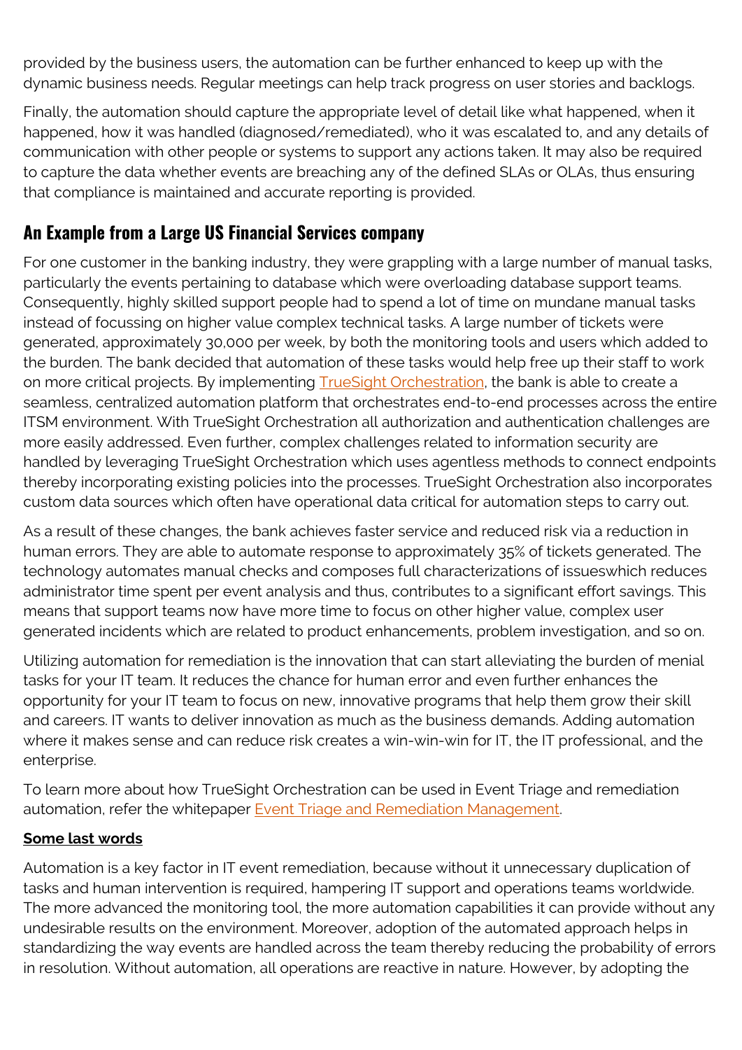provided by the business users, the automation can be further enhanced to keep up with the dynamic business needs. Regular meetings can help track progress on user stories and backlogs.

Finally, the automation should capture the appropriate level of detail like what happened, when it happened, how it was handled (diagnosed/remediated), who it was escalated to, and any details of communication with other people or systems to support any actions taken. It may also be required to capture the data whether events are breaching any of the defined SLAs or OLAs, thus ensuring that compliance is maintained and accurate reporting is provided.

## An Example from a Large US Financial Services company

For one customer in the banking industry, they were grappling with a large number of manual tasks, particularly the events pertaining to database which were overloading database support teams. Consequently, highly skilled support people had to spend a lot of time on mundane manual tasks instead of focussing on higher value complex technical tasks. A large number of tickets were generated, approximately 30,000 per week, by both the monitoring tools and users which added to the burden. The bank decided that automation of these tasks would help free up their staff to work on more critical projects. By implementing [TrueSight Orchestration](), the bank is able to create a seamless, centralized automation platform that orchestrates end-to-end processes across the entire ITSM environment. With TrueSight Orchestration all authorization and authentication challenges are more easily addressed. Even further, complex challenges related to information security are handled by leveraging TrueSight Orchestration which uses agentless methods to connect endpoints thereby incorporating existing policies into the processes. TrueSight Orchestration also incorporates custom data sources which often have operational data critical for automation steps to carry out.

As a result of these changes, the bank achieves faster service and reduced risk via a reduction in human errors. They are able to automate response to approximately 35% of tickets generated. The technology automates manual checks and composes full characterizations of issueswhich reduces administrator time spent per event analysis and thus, contributes to a significant effort savings. This means that support teams now have more time to focus on other higher value, complex user generated incidents which are related to product enhancements, problem investigation, and so on.

Utilizing automation for remediation is the innovation that can start alleviating the burden of menial tasks for your IT team. It reduces the chance for human error and even further enhances the opportunity for your IT team to focus on new, innovative programs that help them grow their skill and careers. IT wants to deliver innovation as much as the business demands. Adding automation where it makes sense and can reduce risk creates a win-win-win for IT, the IT professional, and the enterprise.

To learn more about how TrueSight Orchestration can be used in Event Triage and remediation automation, refer the whitepaper [Event Triage and Remediation Management]().

**Some last words**

Automation is a key factor in IT event remediation, because without it unnecessary duplication of tasks and human intervention is required, hampering IT support and operations teams worldwide. The more advanced the monitoring tool, the more automation capabilities it can provide without any undesirable results on the environment. Moreover, adoption of the automated approach helps in standardizing the way events are handled across the team thereby reducing the probability of errors in resolution. Without automation, all operations are reactive in nature. However, by adopting the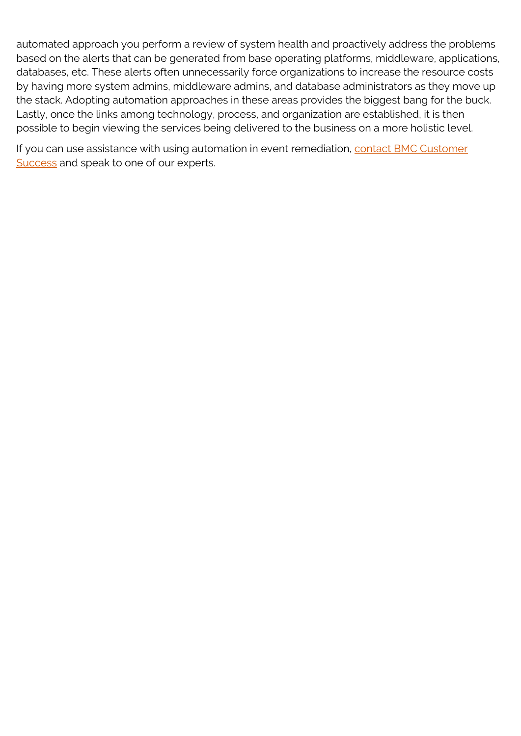automated approach you perform a review of system health and proactively address the problems based on the alerts that can be generated from base operating platforms, middleware, applications, databases, etc. These alerts often unnecessarily force organizations to increase the resource costs by having more system admins, middleware admins, and database administrators as they move up the stack. Adopting automation approaches in these areas provides the biggest bang for the buck. Lastly, once the links among technology, process, and organization are established, it is then possible to begin viewing the services being delivered to the business on a more holistic level.

If you can use assistance with using automation in event remediation, contact BMC Customer Success and speak to one of our experts.